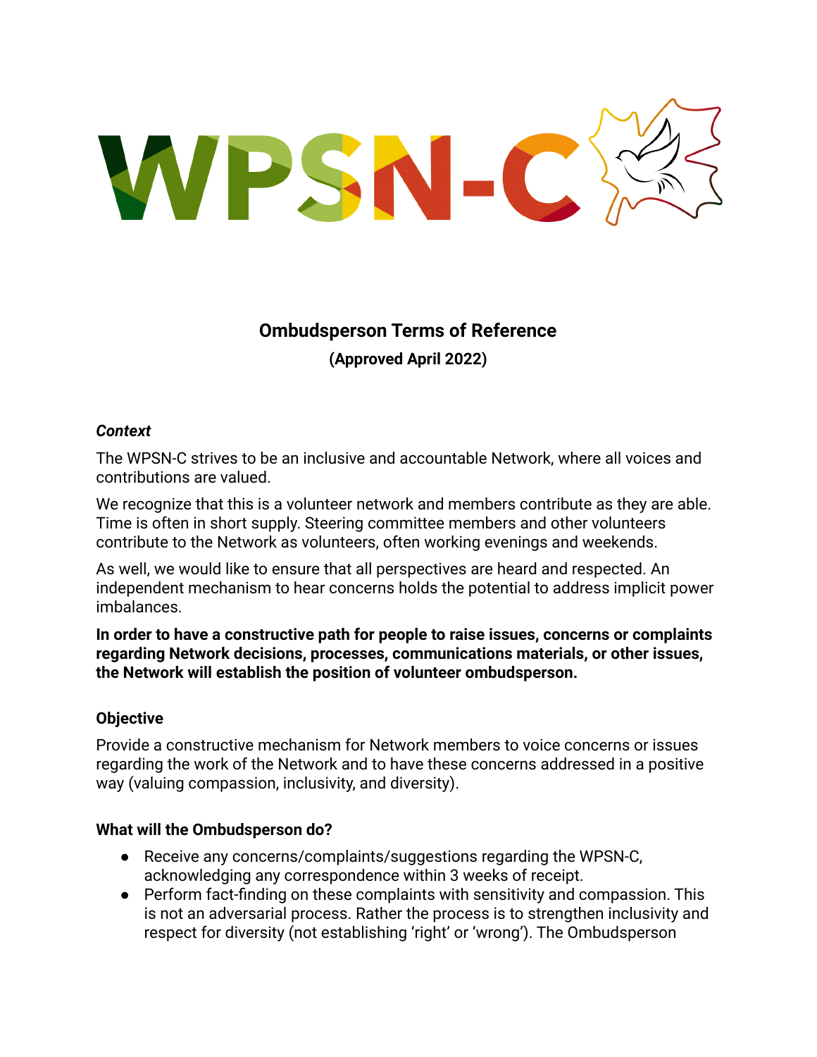WPSN-C

# Ombudsperson Terms of Reference

**(Approved April 2022)**

***Context***

The WPSN-C strives to be an inclusive and accountable Network, where all voices and contributions are valued.

We recognize that this is a volunteer network and members contribute as they are able. Time is often in short supply. Steering committee members and other volunteers contribute to the Network as volunteers, often working evenings and weekends.

As well, we would like to ensure that all perspectives are heard and respected. An independent mechanism to hear concerns holds the potential to address implicit power imbalances.

**In order to have a constructive path for people to raise issues, concerns or complaints regarding Network decisions, processes, communications materials, or other issues, the Network will establish the position of volunteer ombudsperson.**

**Objective**

Provide a constructive mechanism for Network members to voice concerns or issues regarding the work of the Network and to have these concerns addressed in a positive way (valuing compassion, inclusivity, and diversity).

**What will the Ombudsperson do?**

- Receive any concerns/complaints/suggestions regarding the WPSN-C, acknowledging any correspondence within 3 weeks of receipt.
- Perform fact-finding on these complaints with sensitivity and compassion. This is not an adversarial process. Rather the process is to strengthen inclusivity and respect for diversity (not establishing 'right' or 'wrong'). The Ombudsperson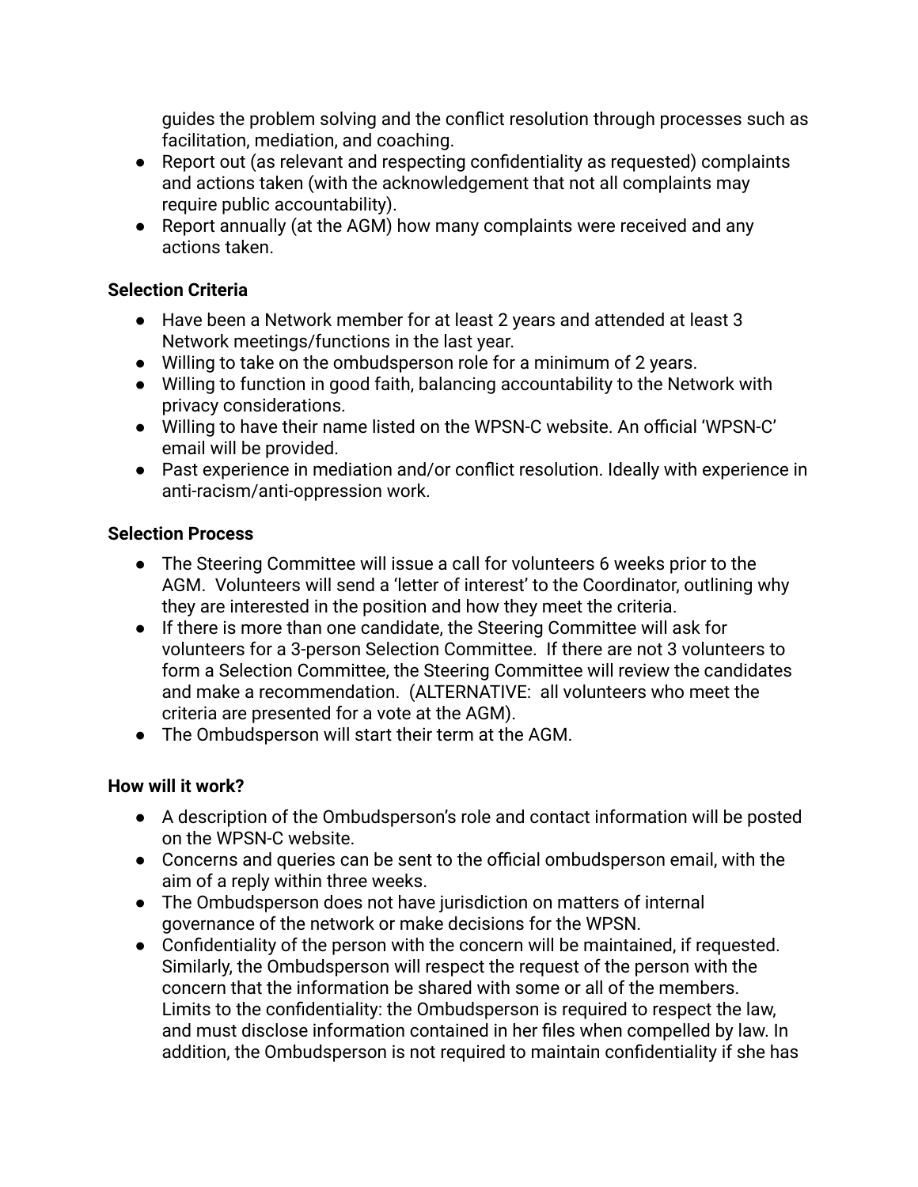guides the problem solving and the conflict resolution through processes such as facilitation, mediation, and coaching.

- Report out (as relevant and respecting confidentiality as requested) complaints and actions taken (with the acknowledgement that not all complaints may require public accountability).
- Report annually (at the AGM) how many complaints were received and any actions taken.

**Selection Criteria**

- Have been a Network member for at least 2 years and attended at least 3 Network meetings/functions in the last year.
- Willing to take on the ombudsperson role for a minimum of 2 years.
- Willing to function in good faith, balancing accountability to the Network with privacy considerations.
- Willing to have their name listed on the WPSN-C website. An official 'WPSN-C' email will be provided.
- Past experience in mediation and/or conflict resolution. Ideally with experience in anti-racism/anti-oppression work.

**Selection Process**

- The Steering Committee will issue a call for volunteers 6 weeks prior to the AGM. Volunteers will send a 'letter of interest' to the Coordinator, outlining why they are interested in the position and how they meet the criteria.
- If there is more than one candidate, the Steering Committee will ask for volunteers for a 3-person Selection Committee. If there are not 3 volunteers to form a Selection Committee, the Steering Committee will review the candidates and make a recommendation. (ALTERNATIVE: all volunteers who meet the criteria are presented for a vote at the AGM).
- The Ombudsperson will start their term at the AGM.

**How will it work?**

- A description of the Ombudsperson's role and contact information will be posted on the WPSN-C website.
- Concerns and queries can be sent to the official ombudsperson email, with the aim of a reply within three weeks.
- The Ombudsperson does not have jurisdiction on matters of internal governance of the network or make decisions for the WPSN.
- Confidentiality of the person with the concern will be maintained, if requested. Similarly, the Ombudsperson will respect the request of the person with the concern that the information be shared with some or all of the members. Limits to the confidentiality: the Ombudsperson is required to respect the law, and must disclose information contained in her files when compelled by law. In addition, the Ombudsperson is not required to maintain confidentiality if she has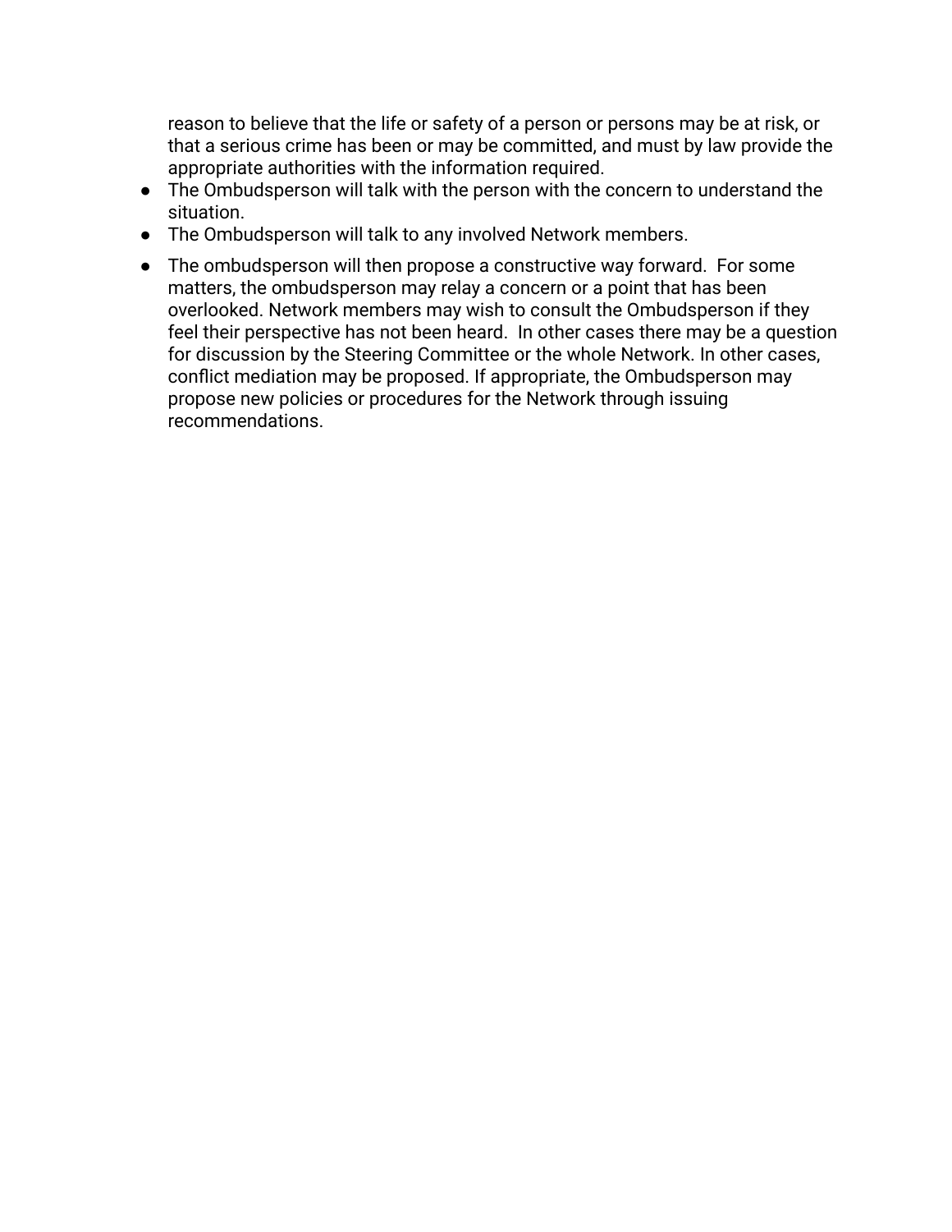reason to believe that the life or safety of a person or persons may be at risk, or that a serious crime has been or may be committed, and must by law provide the appropriate authorities with the information required.

- The Ombudsperson will talk with the person with the concern to understand the situation.
- The Ombudsperson will talk to any involved Network members.
- The ombudsperson will then propose a constructive way forward. For some matters, the ombudsperson may relay a concern or a point that has been overlooked. Network members may wish to consult the Ombudsperson if they feel their perspective has not been heard. In other cases there may be a question for discussion by the Steering Committee or the whole Network. In other cases, conflict mediation may be proposed. If appropriate, the Ombudsperson may propose new policies or procedures for the Network through issuing recommendations.